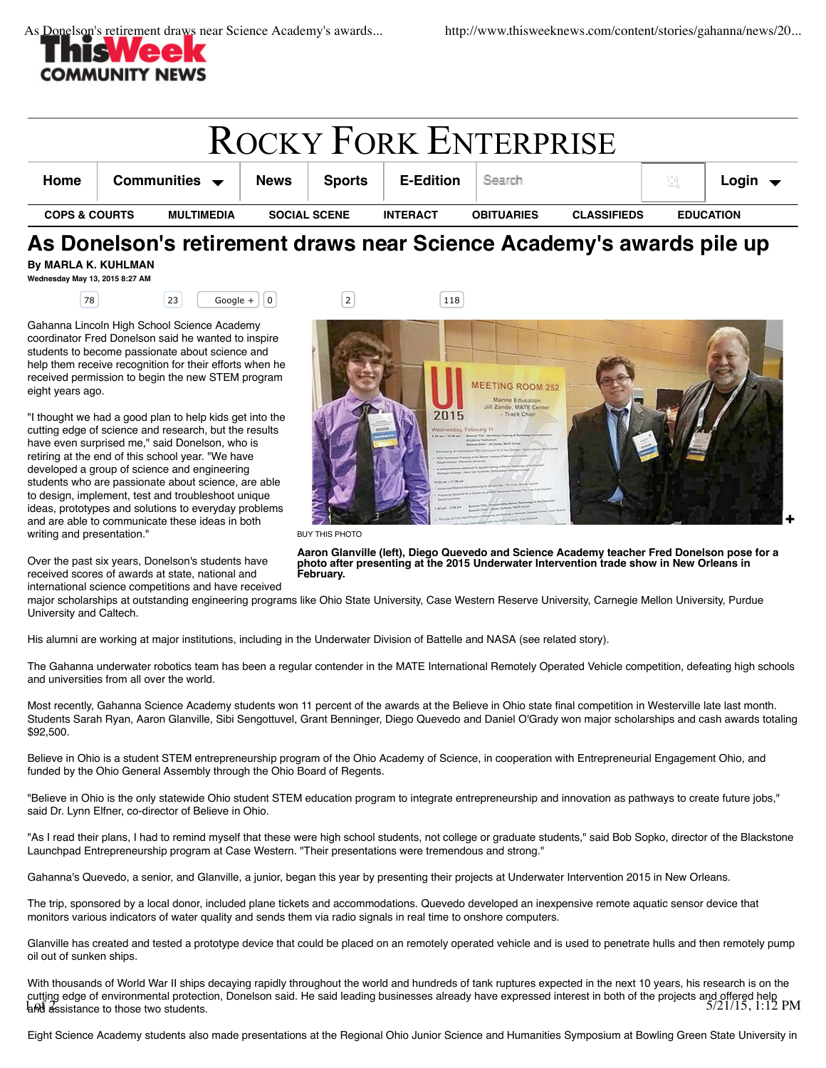# As Donelson's retirement draws near Science Academy's awards pile up

**By MARLA K. KUHLMAN**

**Wednesday May 13, 2015 8:27 AM**

Gahanna Lincoln High School Science Academy coordinator Fred Donelson said he wanted to inspire students to become passionate about science and help them receive recognition for their efforts when he received permission to begin the new STEM program eight years ago.

"I thought we had a good plan to help kids get into the cutting edge of science and research, but the results have even surprised me," said Donelson, who is retiring at the end of this school year. "We have developed a group of science and engineering students who are passionate about science, are able to design, implement, test and troubleshoot unique ideas, prototypes and solutions to everyday problems and are able to communicate these ideas in both writing and presentation."

BUY THIS PHOTO

**Aaron Glanville (left), Diego Quevedo and Science Academy teacher Fred Donelson pose for a photo after presenting at the 2015 Underwater Intervention trade show in New Orleans in February.**

Over the past six years, Donelson's students have received scores of awards at state, national and international science competitions and have received major scholarships at outstanding engineering programs like Ohio State University, Case Western Reserve University, Carnegie Mellon University, Purdue University and Caltech.

His alumni are working at major institutions, including in the Underwater Division of Battelle and NASA (see related story).

The Gahanna underwater robotics team has been a regular contender in the MATE International Remotely Operated Vehicle competition, defeating high schools and universities from all over the world.

Most recently, Gahanna Science Academy students won 11 percent of the awards at the Believe in Ohio state final competition in Westerville late last month. Students Sarah Ryan, Aaron Glanville, Sibi Sengottuvel, Grant Benninger, Diego Quevedo and Daniel O'Grady won major scholarships and cash awards totaling $92,500.

Believe in Ohio is a student STEM entrepreneurship program of the Ohio Academy of Science, in cooperation with Entrepreneurial Engagement Ohio, and funded by the Ohio General Assembly through the Ohio Board of Regents.

"Believe in Ohio is the only statewide Ohio student STEM education program to integrate entrepreneurship and innovation as pathways to create future jobs," said Dr. Lynn Elfner, co-director of Believe in Ohio.

"As I read their plans, I had to remind myself that these were high school students, not college or graduate students," said Bob Sopko, director of the Blackstone Launchpad Entrepreneurship program at Case Western. "Their presentations were tremendous and strong."

Gahanna's Quevedo, a senior, and Glanville, a junior, began this year by presenting their projects at Underwater Intervention 2015 in New Orleans.

The trip, sponsored by a local donor, included plane tickets and accommodations. Quevedo developed an inexpensive remote aquatic sensor device that monitors various indicators of water quality and sends them via radio signals in real time to onshore computers.

Glanville has created and tested a prototype device that could be placed on an remotely operated vehicle and is used to penetrate hulls and then remotely pump oil out of sunken ships.

With thousands of World War II ships decaying rapidly throughout the world and hundreds of tank ruptures expected in the next 10 years, his research is on the cutting edge of environmental protection, Donelson said. He said leading businesses already have expressed interest in both of the projects and offered help and assistance to those two students.

Eight Science Academy students also made presentations at the Regional Ohio Junior Science and Humanities Symposium at Bowling Green State University in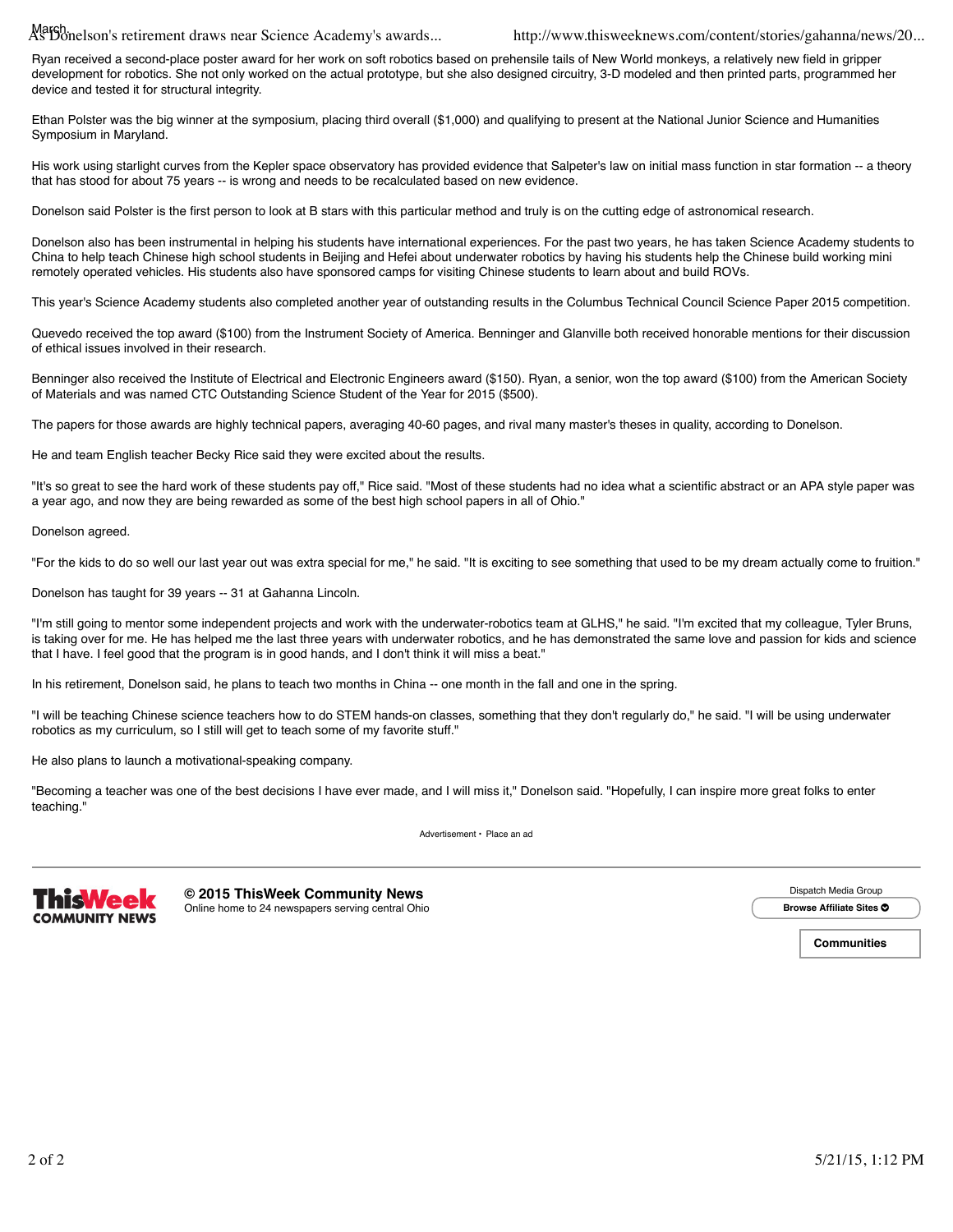Ryan received a second-place poster award for her work on soft robotics based on prehensile tails of New World monkeys, a relatively new field in gripper development for robotics. She not only worked on the actual prototype, but she also designed circuitry, 3-D modeled and then printed parts, programmed her device and tested it for structural integrity.

Ethan Polster was the big winner at the symposium, placing third overall ($1,000) and qualifying to present at the National Junior Science and Humanities Symposium in Maryland.

His work using starlight curves from the Kepler space observatory has provided evidence that Salpeter's law on initial mass function in star formation -- a theory that has stood for about 75 years -- is wrong and needs to be recalculated based on new evidence.

Donelson said Polster is the first person to look at B stars with this particular method and truly is on the cutting edge of astronomical research.

Donelson also has been instrumental in helping his students have international experiences. For the past two years, he has taken Science Academy students to China to help teach Chinese high school students in Beijing and Hefei about underwater robotics by having his students help the Chinese build working mini remotely operated vehicles. His students also have sponsored camps for visiting Chinese students to learn about and build ROVs.

This year's Science Academy students also completed another year of outstanding results in the Columbus Technical Council Science Paper 2015 competition.

Quevedo received the top award ($100) from the Instrument Society of America. Benninger and Glanville both received honorable mentions for their discussion of ethical issues involved in their research.

Benninger also received the Institute of Electrical and Electronic Engineers award ($150). Ryan, a senior, won the top award ($100) from the American Society of Materials and was named CTC Outstanding Science Student of the Year for 2015 ($500).

The papers for those awards are highly technical papers, averaging 40-60 pages, and rival many master's theses in quality, according to Donelson.

He and team English teacher Becky Rice said they were excited about the results.

"It's so great to see the hard work of these students pay off," Rice said. "Most of these students had no idea what a scientific abstract or an APA style paper was a year ago, and now they are being rewarded as some of the best high school papers in all of Ohio."

Donelson agreed.

"For the kids to do so well our last year out was extra special for me," he said. "It is exciting to see something that used to be my dream actually come to fruition."

Donelson has taught for 39 years -- 31 at Gahanna Lincoln.

"I'm still going to mentor some independent projects and work with the underwater-robotics team at GLHS," he said. "I'm excited that my colleague, Tyler Bruns, is taking over for me. He has helped me the last three years with underwater robotics, and he has demonstrated the same love and passion for kids and science that I have. I feel good that the program is in good hands, and I don't think it will miss a beat."

In his retirement, Donelson said, he plans to teach two months in China -- one month in the fall and one in the spring.

"I will be teaching Chinese science teachers how to do STEM hands-on classes, something that they don't regularly do," he said. "I will be using underwater robotics as my curriculum, so I still will get to teach some of my favorite stuff."

He also plans to launch a motivational-speaking company.

"Becoming a teacher was one of the best decisions I have ever made, and I will miss it," Donelson said. "Hopefully, I can inspire more great folks to enter teaching."